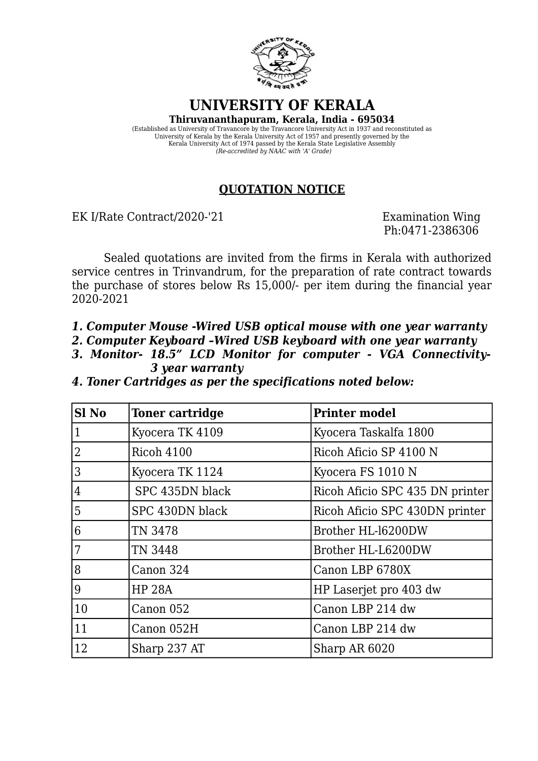# UNIVERSITY OF KERALA

**Thiruvananthapuram, Kerala, India - 695034**

(Established as University of Travancore by the Travancore University Act in 1937 and reconstituted as University of Kerala by the Kerala University Act of 1957 and presently governed by the Kerala University Act of 1974 passed by the Kerala State Legislative Assembly
*(Re-accredited by NAAC with 'A' Grade)*

## QUOTATION NOTICE

EK I/Rate Contract/2020-'21

Examination Wing
Ph:0471-2386306

Sealed quotations are invited from the firms in Kerala with authorized service centres in Trinvandrum, for the preparation of rate contract towards the purchase of stores below Rs 15,000/- per item during the financial year 2020-2021

***1. Computer Mouse -Wired USB optical mouse with one year warranty***
***2. Computer Keyboard –Wired USB keyboard with one year warranty***
***3. Monitor- 18.5" LCD Monitor for computer - VGA Connectivity- 3 year warranty***
***4. Toner Cartridges as per the specifications noted below:***

| Sl No | Toner cartridge | Printer model |
|---|---|---|
| 1 | Kyocera TK 4109 | Kyocera Taskalfa 1800 |
| 2 | Ricoh 4100 | Ricoh Aficio SP 4100 N |
| 3 | Kyocera TK 1124 | Kyocera FS 1010 N |
| 4 | SPC 435DN black | Ricoh Aficio SPC 435 DN printer |
| 5 | SPC 430DN black | Ricoh Aficio SPC 430DN printer |
| 6 | TN 3478 | Brother HL-l6200DW |
| 7 | TN 3448 | Brother HL-L6200DW |
| 8 | Canon 324 | Canon LBP 6780X |
| 9 | HP 28A | HP Laserjet pro 403 dw |
| 10 | Canon 052 | Canon LBP 214 dw |
| 11 | Canon 052H | Canon LBP 214 dw |
| 12 | Sharp 237 AT | Sharp AR 6020 |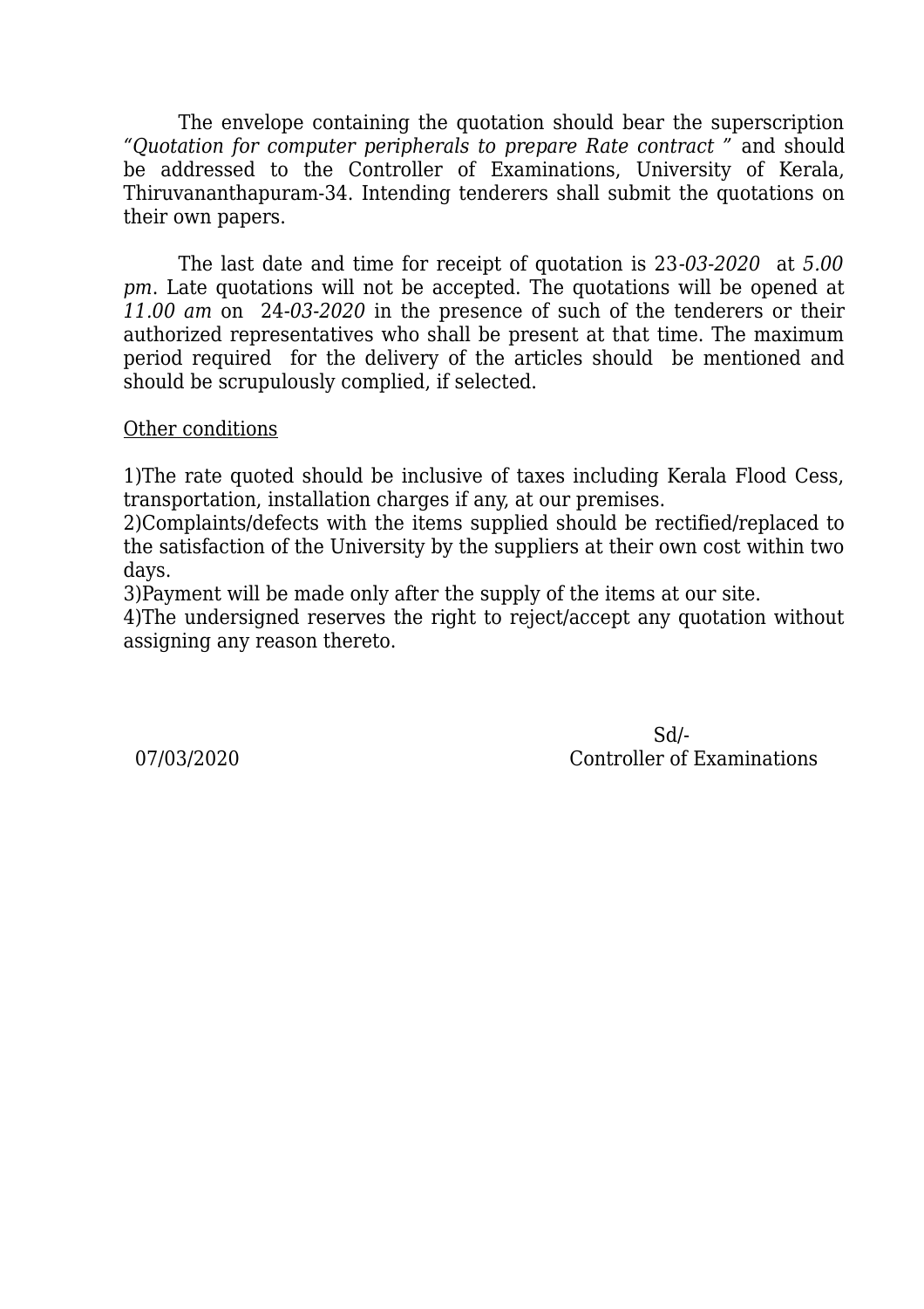The envelope containing the quotation should bear the superscription *"Quotation for computer peripherals to prepare Rate contract "* and should be addressed to the Controller of Examinations, University of Kerala, Thiruvananthapuram-34. Intending tenderers shall submit the quotations on their own papers.

The last date and time for receipt of quotation is 23*-03-2020* at *5.00 pm*. Late quotations will not be accepted. The quotations will be opened at *11.00 am* on 24*-03-2020* in the presence of such of the tenderers or their authorized representatives who shall be present at that time. The maximum period required for the delivery of the articles should be mentioned and should be scrupulously complied, if selected.

<u>Other conditions</u>

1)The rate quoted should be inclusive of taxes including Kerala Flood Cess, transportation, installation charges if any, at our premises.
2)Complaints/defects with the items supplied should be rectified/replaced to the satisfaction of the University by the suppliers at their own cost within two days.
3)Payment will be made only after the supply of the items at our site.
4)The undersigned reserves the right to reject/accept any quotation without assigning any reason thereto.

Sd/-
Controller of Examinations

07/03/2020